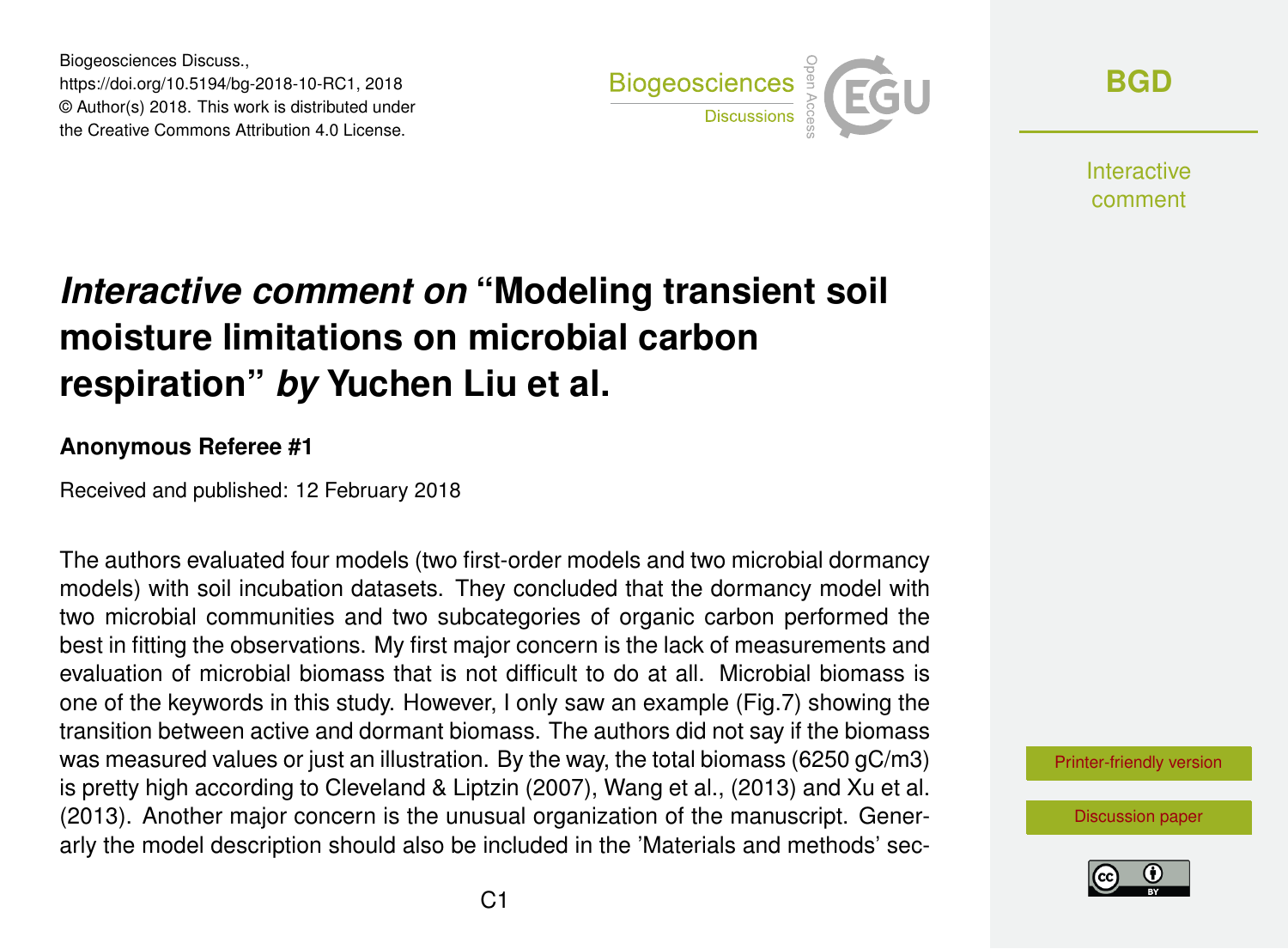# *Interactive comment on* “Modeling transient soil moisture limitations on microbial carbon respiration” *by* Yuchen Liu et al.

**Anonymous Referee #1**

Received and published: 12 February 2018

The authors evaluated four models (two first-order models and two microbial dormancy models) with soil incubation datasets. They concluded that the dormancy model with two microbial communities and two subcategories of organic carbon performed the best in fitting the observations. My first major concern is the lack of measurements and evaluation of microbial biomass that is not difficult to do at all. Microbial biomass is one of the keywords in this study. However, I only saw an example (Fig.7) showing the transition between active and dormant biomass. The authors did not say if the biomass was measured values or just an illustration. By the way, the total biomass (6250 gC/m3) is pretty high according to Cleveland & Liptzin (2007), Wang et al., (2013) and Xu et al. (2013). Another major concern is the unusual organization of the manuscript. Generarly the model description should also be included in the 'Materials and methods' sec-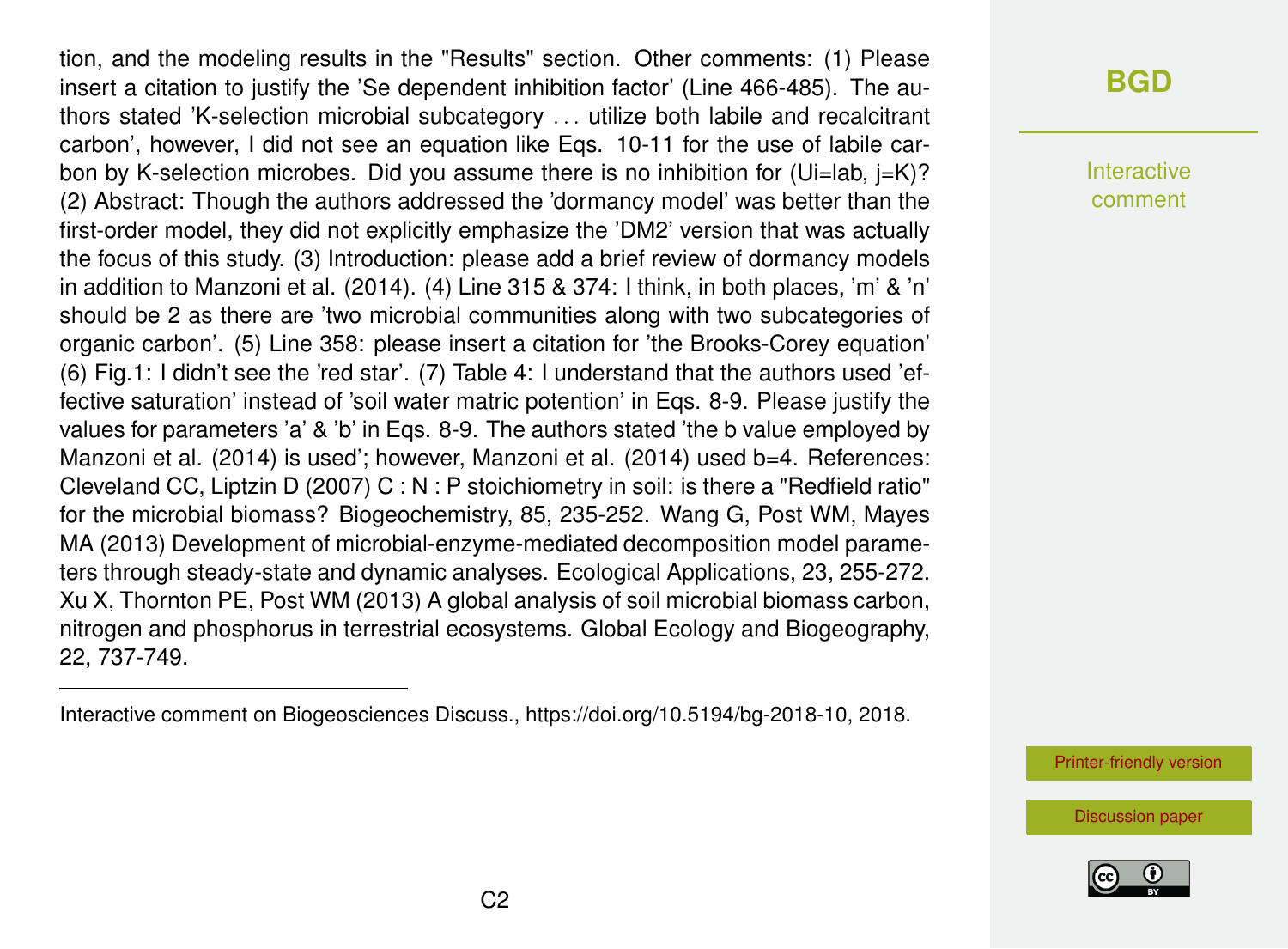tion, and the modeling results in the "Results" section. Other comments: (1) Please insert a citation to justify the 'Se dependent inhibition factor' (Line 466-485). The authors stated 'K-selection microbial subcategory . . . utilize both labile and recalcitrant carbon', however, I did not see an equation like Eqs. 10-11 for the use of labile carbon by K-selection microbes. Did you assume there is no inhibition for ($U_{i=lab, j=K}$)? (2) Abstract: Though the authors addressed the 'dormancy model' was better than the first-order model, they did not explicitly emphasize the 'DM2' version that was actually the focus of this study. (3) Introduction: please add a brief review of dormancy models in addition to Manzoni et al. (2014). (4) Line 315 & 374: I think, in both places, 'm' & 'n' should be 2 as there are 'two microbial communities along with two subcategories of organic carbon'. (5) Line 358: please insert a citation for 'the Brooks-Corey equation' (6) Fig.1: I didn't see the 'red star'. (7) Table 4: I understand that the authors used 'effective saturation' instead of 'soil water matric potential' in Eqs. 8-9. Please justify the values for parameters 'a' & 'b' in Eqs. 8-9. The authors stated 'the b value employed by Manzoni et al. (2014) is used'; however, Manzoni et al. (2014) used b=4. References: Cleveland CC, Liptzin D (2007) C : N : P stoichiometry in soil: is there a "Redfield ratio" for the microbial biomass? Biogeochemistry, 85, 235-252. Wang G, Post WM, Mayes MA (2013) Development of microbial-enzyme-mediated decomposition model parameters through steady-state and dynamic analyses. Ecological Applications, 23, 255-272. Xu X, Thornton PE, Post WM (2013) A global analysis of soil microbial biomass carbon, nitrogen and phosphorus in terrestrial ecosystems. Global Ecology and Biogeography, 22, 737-749.

---

Interactive comment on Biogeosciences Discuss., https://doi.org/10.5194/bg-2018-10, 2018.